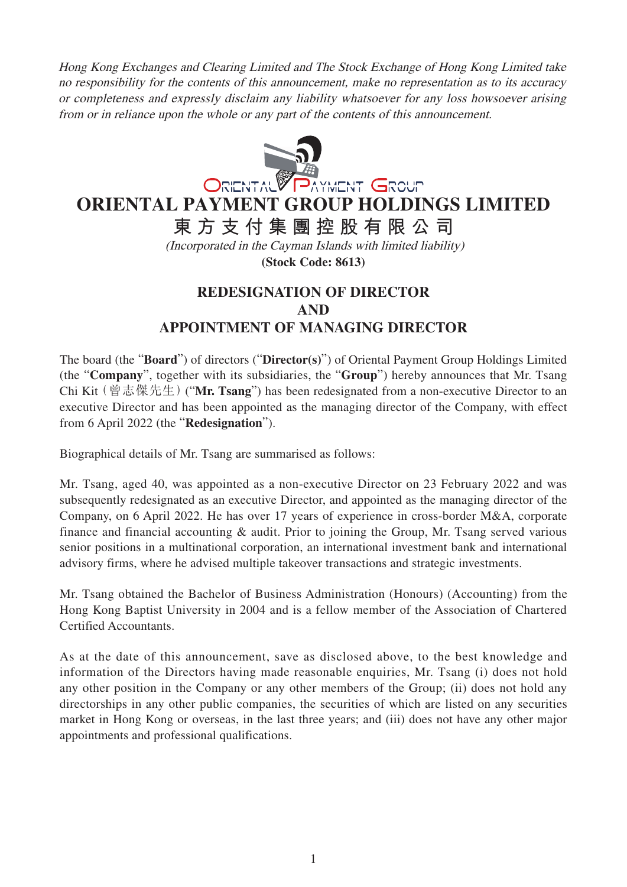*Hong Kong Exchanges and Clearing Limited and The Stock Exchange of Hong Kong Limited take no responsibility for the contents of this announcement, make no representation as to its accuracy or completeness and expressly disclaim any liability whatsoever for any loss howsoever arising from or in reliance upon the whole or any part of the contents of this announcement.*

# ORIENTAL PAYMENT GROUP HOLDINGS LIMITED

# 東方支付集團控股有限公司

*(Incorporated in the Cayman Islands with limited liability)*

**(Stock Code: 8613)**

## REDESIGNATION OF DIRECTOR AND APPOINTMENT OF MANAGING DIRECTOR

The board (the "**Board**") of directors ("**Director(s)**") of Oriental Payment Group Holdings Limited (the "**Company**", together with its subsidiaries, the "**Group**") hereby announces that Mr. Tsang Chi Kit（曾志傑先生）("**Mr. Tsang**") has been redesignated from a non-executive Director to an executive Director and has been appointed as the managing director of the Company, with effect from 6 April 2022 (the "**Redesignation**").

Biographical details of Mr. Tsang are summarised as follows:

Mr. Tsang, aged 40, was appointed as a non-executive Director on 23 February 2022 and was subsequently redesignated as an executive Director, and appointed as the managing director of the Company, on 6 April 2022. He has over 17 years of experience in cross-border M&A, corporate finance and financial accounting & audit. Prior to joining the Group, Mr. Tsang served various senior positions in a multinational corporation, an international investment bank and international advisory firms, where he advised multiple takeover transactions and strategic investments.

Mr. Tsang obtained the Bachelor of Business Administration (Honours) (Accounting) from the Hong Kong Baptist University in 2004 and is a fellow member of the Association of Chartered Certified Accountants.

As at the date of this announcement, save as disclosed above, to the best knowledge and information of the Directors having made reasonable enquiries, Mr. Tsang (i) does not hold any other position in the Company or any other members of the Group; (ii) does not hold any directorships in any other public companies, the securities of which are listed on any securities market in Hong Kong or overseas, in the last three years; and (iii) does not have any other major appointments and professional qualifications.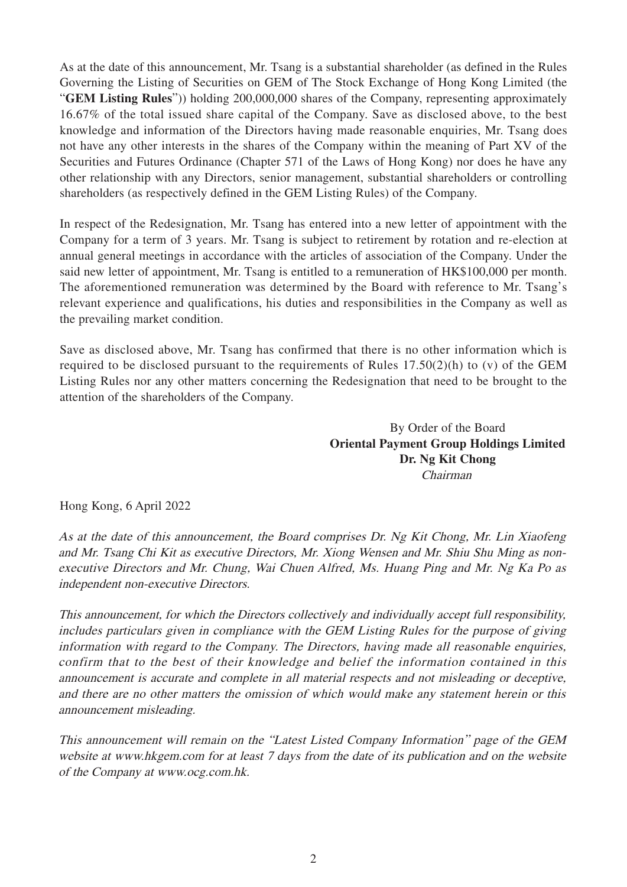As at the date of this announcement, Mr. Tsang is a substantial shareholder (as defined in the Rules Governing the Listing of Securities on GEM of The Stock Exchange of Hong Kong Limited (the "**GEM Listing Rules**")) holding 200,000,000 shares of the Company, representing approximately 16.67% of the total issued share capital of the Company. Save as disclosed above, to the best knowledge and information of the Directors having made reasonable enquiries, Mr. Tsang does not have any other interests in the shares of the Company within the meaning of Part XV of the Securities and Futures Ordinance (Chapter 571 of the Laws of Hong Kong) nor does he have any other relationship with any Directors, senior management, substantial shareholders or controlling shareholders (as respectively defined in the GEM Listing Rules) of the Company.

In respect of the Redesignation, Mr. Tsang has entered into a new letter of appointment with the Company for a term of 3 years. Mr. Tsang is subject to retirement by rotation and re-election at annual general meetings in accordance with the articles of association of the Company. Under the said new letter of appointment, Mr. Tsang is entitled to a remuneration of HK$100,000 per month. The aforementioned remuneration was determined by the Board with reference to Mr. Tsang's relevant experience and qualifications, his duties and responsibilities in the Company as well as the prevailing market condition.

Save as disclosed above, Mr. Tsang has confirmed that there is no other information which is required to be disclosed pursuant to the requirements of Rules 17.50(2)(h) to (v) of the GEM Listing Rules nor any other matters concerning the Redesignation that need to be brought to the attention of the shareholders of the Company.

By Order of the Board
**Oriental Payment Group Holdings Limited**
**Dr. Ng Kit Chong**
*Chairman*

Hong Kong, 6 April 2022

*As at the date of this announcement, the Board comprises Dr. Ng Kit Chong, Mr. Lin Xiaofeng and Mr. Tsang Chi Kit as executive Directors, Mr. Xiong Wensen and Mr. Shiu Shu Ming as non-executive Directors and Mr. Chung, Wai Chuen Alfred, Ms. Huang Ping and Mr. Ng Ka Po as independent non-executive Directors.*

*This announcement, for which the Directors collectively and individually accept full responsibility, includes particulars given in compliance with the GEM Listing Rules for the purpose of giving information with regard to the Company. The Directors, having made all reasonable enquiries, confirm that to the best of their knowledge and belief the information contained in this announcement is accurate and complete in all material respects and not misleading or deceptive, and there are no other matters the omission of which would make any statement herein or this announcement misleading.*

*This announcement will remain on the "Latest Listed Company Information" page of the GEM website at www.hkgem.com for at least 7 days from the date of its publication and on the website of the Company at www.ocg.com.hk.*